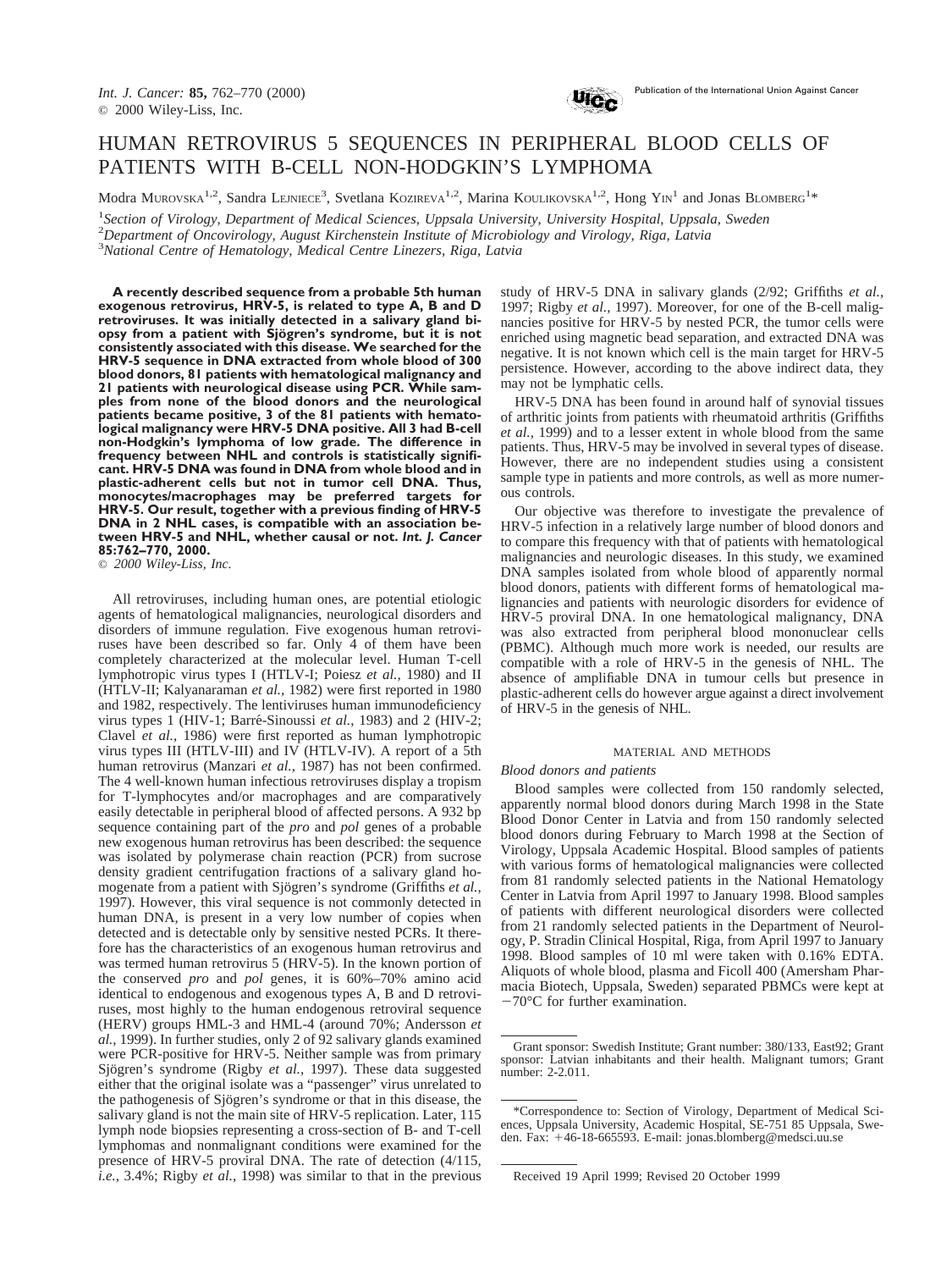# HUMAN RETROVIRUS 5 SEQUENCES IN PERIPHERAL BLOOD CELLS OF PATIENTS WITH B-CELL NON-HODGKIN'S LYMPHOMA

Modra Murovska[1,2], Sandra Lejniece[3], Svetlana Kozireva[1,2], Marina Koulikovska[1,2], Hong Yin[1] and Jonas Blomberg[1]*

[1]*Section of Virology, Department of Medical Sciences, Uppsala University, University Hospital, Uppsala, Sweden*
[2]*Department of Oncovirology, August Kirchenstein Institute of Microbiology and Virology, Riga, Latvia*
[3]*National Centre of Hematology, Medical Centre Linezers, Riga, Latvia*

**A recently described sequence from a probable 5th human exogenous retrovirus, HRV-5, is related to type A, B and D retroviruses. It was initially detected in a salivary gland biopsy from a patient with Sjögren's syndrome, but it is not consistently associated with this disease. We searched for the HRV-5 sequence in DNA extracted from whole blood of 300 blood donors, 81 patients with hematological malignancy and 21 patients with neurological disease using PCR. While samples from none of the blood donors and the neurological patients became positive, 3 of the 81 patients with hematological malignancy were HRV-5 DNA positive. All 3 had B-cell non-Hodgkin's lymphoma of low grade. The difference in frequency between NHL and controls is statistically significant. HRV-5 DNA was found in DNA from whole blood and in plastic-adherent cells but not in tumor cell DNA. Thus, monocytes/macrophages may be preferred targets for HRV-5. Our result, together with a previous finding of HRV-5 DNA in 2 NHL cases, is compatible with an association between HRV-5 and NHL, whether causal or not. *Int. J. Cancer* 85:762–770, 2000.**
© *2000 Wiley-Liss, Inc.*

All retroviruses, including human ones, are potential etiologic agents of hematological malignancies, neurological disorders and disorders of immune regulation. Five exogenous human retroviruses have been described so far. Only 4 of them have been completely characterized at the molecular level. Human T-cell lymphotropic virus types I (HTLV-I; Poiesz *et al.,* 1980) and II (HTLV-II; Kalyanaraman *et al.,* 1982) were first reported in 1980 and 1982, respectively. The lentiviruses human immunodeficiency virus types 1 (HIV-1; Barré-Sinoussi *et al.,* 1983) and 2 (HIV-2; Clavel *et al.,* 1986) were first reported as human lymphotropic virus types III (HTLV-III) and IV (HTLV-IV). A report of a 5th human retrovirus (Manzari *et al.,* 1987) has not been confirmed. The 4 well-known human infectious retroviruses display a tropism for T-lymphocytes and/or macrophages and are comparatively easily detectable in peripheral blood of affected persons. A 932 bp sequence containing part of the *pro* and *pol* genes of a probable new exogenous human retrovirus has been described: the sequence was isolated by polymerase chain reaction (PCR) from sucrose density gradient centrifugation fractions of a salivary gland homogenate from a patient with Sjögren's syndrome (Griffiths *et al.,* 1997). However, this viral sequence is not commonly detected in human DNA, is present in a very low number of copies when detected and is detectable only by sensitive nested PCRs. It therefore has the characteristics of an exogenous human retrovirus and was termed human retrovirus 5 (HRV-5). In the known portion of the conserved *pro* and *pol* genes, it is 60%–70% amino acid identical to endogenous and exogenous types A, B and D retroviruses, most highly to the human endogenous retroviral sequence (HERV) groups HML-3 and HML-4 (around 70%; Andersson *et al.,* 1999). In further studies, only 2 of 92 salivary glands examined were PCR-positive for HRV-5. Neither sample was from primary Sjögren's syndrome (Rigby *et al.,* 1997). These data suggested either that the original isolate was a "passenger" virus unrelated to the pathogenesis of Sjögren's syndrome or that in this disease, the salivary gland is not the main site of HRV-5 replication. Later, 115 lymph node biopsies representing a cross-section of B- and T-cell lymphomas and nonmalignant conditions were examined for the presence of HRV-5 proviral DNA. The rate of detection (4/115, *i.e.,* 3.4%; Rigby *et al.,* 1998) was similar to that in the previous study of HRV-5 DNA in salivary glands (2/92; Griffiths *et al.,* 1997; Rigby *et al.,* 1997). Moreover, for one of the B-cell malignancies positive for HRV-5 by nested PCR, the tumor cells were enriched using magnetic bead separation, and extracted DNA was negative. It is not known which cell is the main target for HRV-5 persistence. However, according to the above indirect data, they may not be lymphatic cells.

HRV-5 DNA has been found in around half of synovial tissues of arthritic joints from patients with rheumatoid arthritis (Griffiths *et al.,* 1999) and to a lesser extent in whole blood from the same patients. Thus, HRV-5 may be involved in several types of disease. However, there are no independent studies using a consistent sample type in patients and more controls, as well as more numerous controls.

Our objective was therefore to investigate the prevalence of HRV-5 infection in a relatively large number of blood donors and to compare this frequency with that of patients with hematological malignancies and neurologic diseases. In this study, we examined DNA samples isolated from whole blood of apparently normal blood donors, patients with different forms of hematological malignancies and patients with neurologic disorders for evidence of HRV-5 proviral DNA. In one hematological malignancy, DNA was also extracted from peripheral blood mononuclear cells (PBMC). Although much more work is needed, our results are compatible with a role of HRV-5 in the genesis of NHL. The absence of amplifiable DNA in tumour cells but presence in plastic-adherent cells do however argue against a direct involvement of HRV-5 in the genesis of NHL.

## MATERIAL AND METHODS

### *Blood donors and patients*

Blood samples were collected from 150 randomly selected, apparently normal blood donors during March 1998 in the State Blood Donor Center in Latvia and from 150 randomly selected blood donors during February to March 1998 at the Section of Virology, Uppsala Academic Hospital. Blood samples of patients with various forms of hematological malignancies were collected from 81 randomly selected patients in the National Hematology Center in Latvia from April 1997 to January 1998. Blood samples of patients with different neurological disorders were collected from 21 randomly selected patients in the Department of Neurology, P. Stradin Clinical Hospital, Riga, from April 1997 to January 1998. Blood samples of 10 ml were taken with 0.16% EDTA. Aliquots of whole blood, plasma and Ficoll 400 (Amersham Pharmacia Biotech, Uppsala, Sweden) separated PBMCs were kept at −70°C for further examination.

---

Grant sponsor: Swedish Institute; Grant number: 380/133, East92; Grant sponsor: Latvian inhabitants and their health. Malignant tumors; Grant number: 2-2.011.

*Correspondence to: Section of Virology, Department of Medical Sciences, Uppsala University, Academic Hospital, SE-751 85 Uppsala, Sweden. Fax: +46-18-665593. E-mail: jonas.blomberg@medsci.uu.se

Received 19 April 1999; Revised 20 October 1999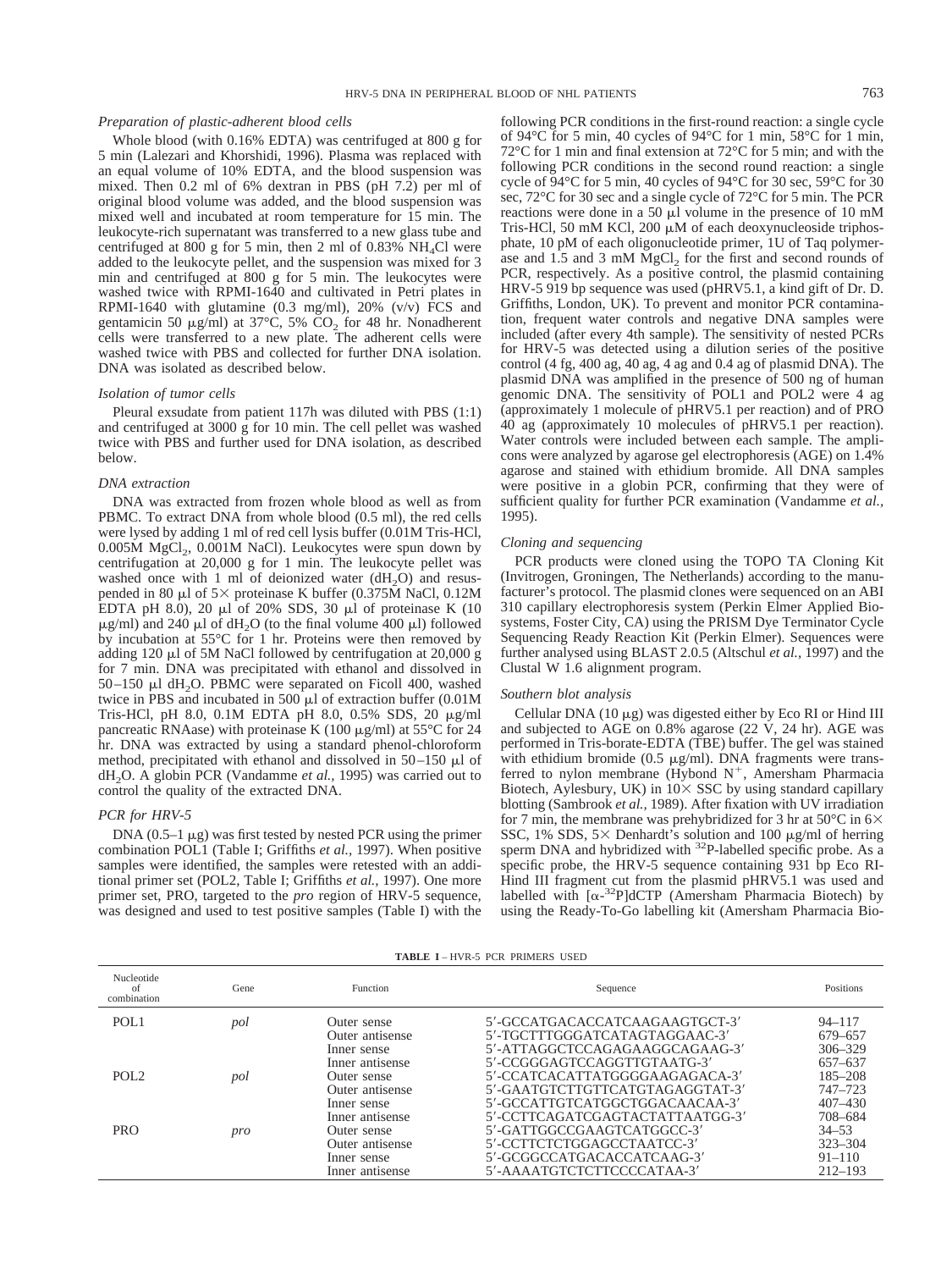### *Preparation of plastic-adherent blood cells*

Whole blood (with 0.16% EDTA) was centrifuged at 800 g for 5 min (Lalezari and Khorshidi, 1996). Plasma was replaced with an equal volume of 10% EDTA, and the blood suspension was mixed. Then 0.2 ml of 6% dextran in PBS (pH 7.2) per ml of original blood volume was added, and the blood suspension was mixed well and incubated at room temperature for 15 min. The leukocyte-rich supernatant was transferred to a new glass tube and centrifuged at 800 g for 5 min, then 2 ml of 0.83% $NH_4Cl$ were added to the leukocyte pellet, and the suspension was mixed for 3 min and centrifuged at 800 g for 5 min. The leukocytes were washed twice with RPMI-1640 and cultivated in Petri plates in RPMI-1640 with glutamine (0.3 mg/ml), 20% (v/v) FCS and gentamicin 50 μg/ml) at 37°C, 5% $CO_2$ for 48 hr. Nonadherent cells were transferred to a new plate. The adherent cells were washed twice with PBS and collected for further DNA isolation. DNA was isolated as described below.

### *Isolation of tumor cells*

Pleural exsudate from patient 117h was diluted with PBS (1:1) and centrifuged at 3000 g for 10 min. The cell pellet was washed twice with PBS and further used for DNA isolation, as described below.

### *DNA extraction*

DNA was extracted from frozen whole blood as well as from PBMC. To extract DNA from whole blood (0.5 ml), the red cells were lysed by adding 1 ml of red cell lysis buffer (0.01M Tris-HCl, 0.005M $MgCl_2$, 0.001M NaCl). Leukocytes were spun down by centrifugation at 20,000 g for 1 min. The leukocyte pellet was washed once with 1 ml of deionized water ($dH_2O$) and resuspended in 80 μl of 5× proteinase K buffer (0.375M NaCl, 0.12M EDTA pH 8.0), 20 μl of 20% SDS, 30 μl of proteinase K (10 μg/ml) and 240 μl of $dH_2O$ (to the final volume 400 μl) followed by incubation at 55°C for 1 hr. Proteins were then removed by adding 120 μl of 5M NaCl followed by centrifugation at 20,000 g for 7 min. DNA was precipitated with ethanol and dissolved in 50–150 μl $dH_2O$. PBMC were separated on Ficoll 400, washed twice in PBS and incubated in 500 μl of extraction buffer (0.01M Tris-HCl, pH 8.0, 0.1M EDTA pH 8.0, 0.5% SDS, 20 μg/ml pancreatic RNAase) with proteinase K (100 μg/ml) at 55°C for 24 hr. DNA was extracted by using a standard phenol-chloroform method, precipitated with ethanol and dissolved in 50–150 μl of $dH_2O$. A globin PCR (Vandamme *et al.*, 1995) was carried out to control the quality of the extracted DNA.

### *PCR for HRV-5*

DNA (0.5–1 μg) was first tested by nested PCR using the primer combination POL1 (Table I; Griffiths *et al.*, 1997). When positive samples were identified, the samples were retested with an additional primer set (POL2, Table I; Griffiths *et al.*, 1997). One more primer set, PRO, targeted to the *pro* region of HRV-5 sequence, was designed and used to test positive samples (Table I) with the following PCR conditions in the first-round reaction: a single cycle of 94°C for 5 min, 40 cycles of 94°C for 1 min, 58°C for 1 min, 72°C for 1 min and final extension at 72°C for 5 min; and with the following PCR conditions in the second round reaction: a single cycle of 94°C for 5 min, 40 cycles of 94°C for 30 sec, 59°C for 30 sec, 72°C for 30 sec and a single cycle of 72°C for 5 min. The PCR reactions were done in a 50 μl volume in the presence of 10 mM Tris-HCl, 50 mM KCl, 200 μM of each deoxynucleoside triphosphate, 10 pM of each oligonucleotide primer, 1U of Taq polymerase and 1.5 and 3 mM $MgCl_2$ for the first and second rounds of PCR, respectively. As a positive control, the plasmid containing HRV-5 919 bp sequence was used (pHRV5.1, a kind gift of Dr. D. Griffiths, London, UK). To prevent and monitor PCR contamination, frequent water controls and negative DNA samples were included (after every 4th sample). The sensitivity of nested PCRs for HRV-5 was detected using a dilution series of the positive control (4 fg, 400 ag, 40 ag, 4 ag and 0.4 ag of plasmid DNA). The plasmid DNA was amplified in the presence of 500 ng of human genomic DNA. The sensitivity of POL1 and POL2 were 4 ag (approximately 1 molecule of pHRV5.1 per reaction) and of PRO 40 ag (approximately 10 molecules of pHRV5.1 per reaction). Water controls were included between each sample. The amplicons were analyzed by agarose gel electrophoresis (AGE) on 1.4% agarose and stained with ethidium bromide. All DNA samples were positive in a globin PCR, confirming that they were of sufficient quality for further PCR examination (Vandamme *et al.*, 1995).

### *Cloning and sequencing*

PCR products were cloned using the TOPO TA Cloning Kit (Invitrogen, Groningen, The Netherlands) according to the manufacturer's protocol. The plasmid clones were sequenced on an ABI 310 capillary electrophoresis system (Perkin Elmer Applied Biosystems, Foster City, CA) using the PRISM Dye Terminator Cycle Sequencing Ready Reaction Kit (Perkin Elmer). Sequences were further analysed using BLAST 2.0.5 (Altschul *et al.*, 1997) and the Clustal W 1.6 alignment program.

### *Southern blot analysis*

Cellular DNA (10 μg) was digested either by Eco RI or Hind III and subjected to AGE on 0.8% agarose (22 V, 24 hr). AGE was performed in Tris-borate-EDTA (TBE) buffer. The gel was stained with ethidium bromide (0.5 μg/ml). DNA fragments were transferred to nylon membrane (Hybond $N^+$, Amersham Pharmacia Biotech, Aylesbury, UK) in 10× SSC by using standard capillary blotting (Sambrook *et al.*, 1989). After fixation with UV irradiation for 7 min, the membrane was prehybridized for 3 hr at 50°C in 6× SSC, 1% SDS, 5× Denhardt's solution and 100 μg/ml of herring sperm DNA and hybridized with $^{32}$P-labelled specific probe. As a specific probe, the HRV-5 sequence containing 931 bp Eco RI-Hind III fragment cut from the plasmid pHRV5.1 was used and labelled with [$\alpha$-$^{32}$P]dCTP (Amersham Pharmacia Biotech) by using the Ready-To-Go labelling kit (Amersham Pharmacia Bio-

**TABLE I** – HRV-5 PCR PRIMERS USED

| Nucleotide of combination | Gene | Function | Sequence | Positions |
|---|---|---|---|---|
| POL1 | *pol* | Outer sense | 5′-GCCATGACACCATCAAGAAGTGCT-3′ | 94–117 |
| | | Outer antisense | 5′-TGCTTTGGGATCATAGTAGGAAC-3′ | 679–657 |
| | | Inner sense | 5′-ATTAGGCTCCAGAGAAGGCAGAAG-3′ | 306–329 |
| | | Inner antisense | 5′-CCGGGAGTCCAGGTTGTAATG-3′ | 657–637 |
| POL2 | *pol* | Outer sense | 5′-CCATCACATTATGGGGAAGAGACA-3′ | 185–208 |
| | | Outer antisense | 5′-GAATGTCTTGTTCATGTAGAGGTAT-3′ | 747–723 |
| | | Inner sense | 5′-GCCATTGTCATGGCTGGACAACAA-3′ | 407–430 |
| | | Inner antisense | 5′-CCTTCAGATCGAGTACTATTAATGG-3′ | 708–684 |
| PRO | *pro* | Outer sense | 5′-GATTGGCCGAAGTCATGGCC-3′ | 34–53 |
| | | Outer antisense | 5′-CCTTCTCTGGAGCCTAATCC-3′ | 323–304 |
| | | Inner sense | 5′-GCGGCCATGACACCATCAAG-3′ | 91–110 |
| | | Inner antisense | 5′-AAAATGTCTCTTCCCCATAA-3′ | 212–193 |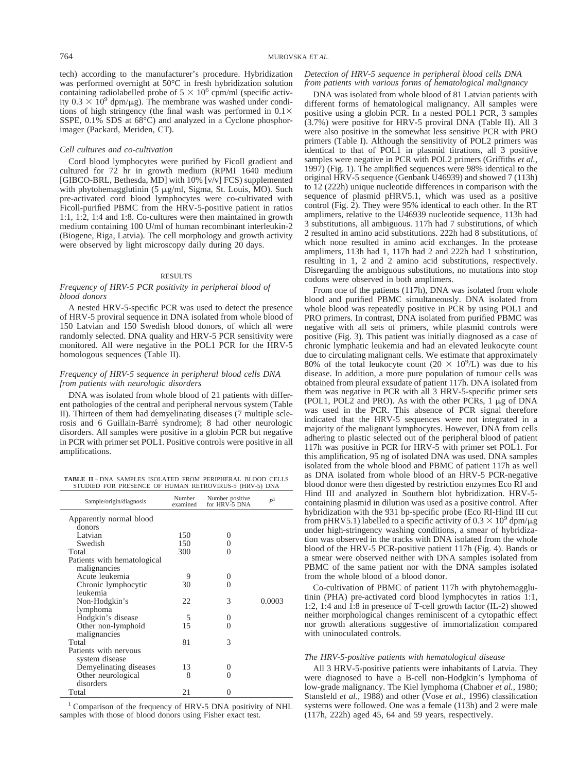tech) according to the manufacturer's procedure. Hybridization was performed overnight at 50°C in fresh hybridization solution containing radiolabelled probe of $5 \times 10^6$ cpm/ml (specific activity $0.3 \times 10^9$ dpm/μg). The membrane was washed under conditions of high stringency (the final wash was performed in 0.1× SSPE, 0.1% SDS at 68°C) and analyzed in a Cyclone phosphorimager (Packard, Meriden, CT).

### *Cell cultures and co-cultivation*

Cord blood lymphocytes were purified by Ficoll gradient and cultured for 72 hr in growth medium (RPMI 1640 medium [GIBCO-BRL, Bethesda, MD] with 10% [v/v] FCS) supplemented with phytohemagglutinin (5 μg/ml, Sigma, St. Louis, MO). Such pre-activated cord blood lymphocytes were co-cultivated with Ficoll-purified PBMC from the HRV-5-positive patient in ratios 1:1, 1:2, 1:4 and 1:8. Co-cultures were then maintained in growth medium containing 100 U/ml of human recombinant interleukin-2 (Biogene, Riga, Latvia). The cell morphology and growth activity were observed by light microscopy daily during 20 days.

## RESULTS

### *Frequency of HRV-5 PCR positivity in peripheral blood of blood donors*

A nested HRV-5-specific PCR was used to detect the presence of HRV-5 proviral sequence in DNA isolated from whole blood of 150 Latvian and 150 Swedish blood donors, of which all were randomly selected. DNA quality and HRV-5 PCR sensitivity were monitored. All were negative in the POL1 PCR for the HRV-5 homologous sequences (Table II).

### *Frequency of HRV-5 sequence in peripheral blood cells DNA from patients with neurologic disorders*

DNA was isolated from whole blood of 21 patients with different pathologies of the central and peripheral nervous system (Table II). Thirteen of them had demyelinating diseases (7 multiple sclerosis and 6 Guillain-Barré syndrome); 8 had other neurologic disorders. All samples were positive in a globin PCR but negative in PCR with primer set POL1. Positive controls were positive in all amplifications.

**TABLE II** – DNA SAMPLES ISOLATED FROM PERIPHERAL BLOOD CELLS STUDIED FOR PRESENCE OF HUMAN RETROVIRUS-5 (HRV-5) DNA

| Sample/origin/diagnosis | Number examined | Number positive for HRV-5 DNA | $P$[1] |
|---|---|---|---|
| Apparently normal blood donors | | | |
| Latvian | 150 | 0 | |
| Swedish | 150 | 0 | |
| Total | 300 | 0 | |
| Patients with hematological malignancies | | | |
| Acute leukemia | 9 | 0 | |
| Chronic lymphocytic leukemia | 30 | 0 | |
| Non-Hodgkin's lymphoma | 22 | 3 | 0.0003 |
| Hodgkin's disease | 5 | 0 | |
| Other non-lymphoid malignancies | 15 | 0 | |
| Total | 81 | 3 | |
| Patients with nervous system disease | | | |
| Demyelinating diseases | 13 | 0 | |
| Other neurological disorders | 8 | 0 | |
| Total | 21 | 0 | |

[1] Comparison of the frequency of HRV-5 DNA positivity of NHL samples with those of blood donors using Fisher exact test.

### *Detection of HRV-5 sequence in peripheral blood cells DNA from patients with various forms of hematological malignancy*

DNA was isolated from whole blood of 81 Latvian patients with different forms of hematological malignancy. All samples were positive using a globin PCR. In a nested POL1 PCR, 3 samples (3.7%) were positive for HRV-5 proviral DNA (Table II). All 3 were also positive in the somewhat less sensitive PCR with PRO primers (Table I). Although the sensitivity of POL2 primers was identical to that of POL1 in plasmid titrations, all 3 positive samples were negative in PCR with POL2 primers (Griffiths *et al.*, 1997) (Fig. 1). The amplified sequences were 98% identical to the original HRV-5 sequence (Genbank U46939) and showed 7 (113h) to 12 (222h) unique nucleotide differences in comparison with the sequence of plasmid pHRV5.1, which was used as a positive control (Fig. 2). They were 95% identical to each other. In the RT amplimers, relative to the U46939 nucleotide sequence, 113h had 3 substitutions, all ambiguous. 117h had 7 substitutions, of which 2 resulted in amino acid substitutions. 222h had 8 substitutions, of which none resulted in amino acid exchanges. In the protease amplimers, 113h had 1, 117h had 2 and 222h had 1 substitution, resulting in 1, 2 and 2 amino acid substitutions, respectively. Disregarding the ambiguous substitutions, no mutations into stop codons were observed in both amplimers.

From one of the patients (117h), DNA was isolated from whole blood and purified PBMC simultaneously. DNA isolated from whole blood was repeatedly positive in PCR by using POL1 and PRO primers. In contrast, DNA isolated from purified PBMC was negative with all sets of primers, while plasmid controls were positive (Fig. 3). This patient was initially diagnosed as a case of chronic lymphatic leukemia and had an elevated leukocyte count due to circulating malignant cells. We estimate that approximately 80% of the total leukocyte count ($20 \times 10^9$/L) was due to his disease. In addition, a more pure population of tumour cells was obtained from pleural exsudate of patient 117h. DNA isolated from them was negative in PCR with all 3 HRV-5-specific primer sets (POL1, POL2 and PRO). As with the other PCRs, 1 μg of DNA was used in the PCR. This absence of PCR signal therefore indicated that the HRV-5 sequences were not integrated in a majority of the malignant lymphocytes. However, DNA from cells adhering to plastic selected out of the peripheral blood of patient 117h was positive in PCR for HRV-5 with primer set POL1. For this amplification, 95 ng of isolated DNA was used. DNA samples isolated from the whole blood and PBMC of patient 117h as well as DNA isolated from whole blood of an HRV-5 PCR-negative blood donor were then digested by restriction enzymes Eco RI and Hind III and analyzed in Southern blot hybridization. HRV-5-containing plasmid in dilution was used as a positive control. After hybridization with the 931 bp-specific probe (Eco RI-Hind III cut from pHRV5.1) labelled to a specific activity of $0.3 \times 10^9$ dpm/μg under high-stringency washing conditions, a smear of hybridization was observed in the tracks with DNA isolated from the whole blood of the HRV-5 PCR-positive patient 117h (Fig. 4). Bands or a smear were observed neither with DNA samples isolated from PBMC of the same patient nor with the DNA samples isolated from the whole blood of a blood donor.

Co-cultivation of PBMC of patient 117h with phytohemagglutinin (PHA) pre-activated cord blood lymphocytes in ratios 1:1, 1:2, 1:4 and 1:8 in presence of T-cell growth factor (IL-2) showed neither morphological changes reminiscent of a cytopathic effect nor growth alterations suggestive of immortalization compared with uninoculated controls.

### *The HRV-5-positive patients with hematological disease*

All 3 HRV-5-positive patients were inhabitants of Latvia. They were diagnosed to have a B-cell non-Hodgkin's lymphoma of low-grade malignancy. The Kiel lymphoma (Chabner *et al.*, 1980; Stansfeld *et al.*, 1988) and other (Vose *et al.*, 1996) classification systems were followed. One was a female (113h) and 2 were male (117h, 222h) aged 45, 64 and 59 years, respectively.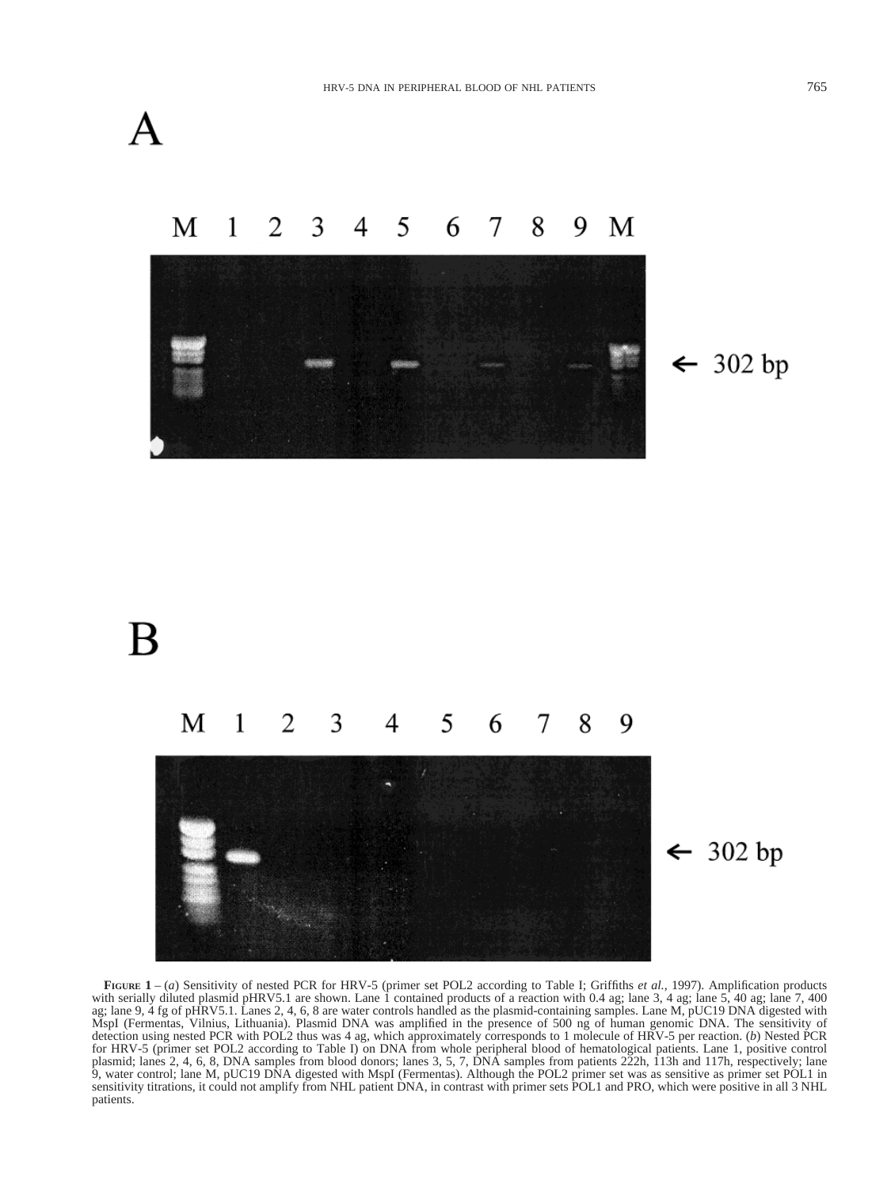A

M 1 2 3 4 5 6 7 8 9 M

← 302 bp

B

M 1 2 3 4 5 6 7 8 9

← 302 bp

**FIGURE 1** – (*a*) Sensitivity of nested PCR for HRV-5 (primer set POL2 according to Table I; Griffiths *et al.*, 1997). Amplification products with serially diluted plasmid pHRV5.1 are shown. Lane 1 contained products of a reaction with 0.4 ag; lane 3, 4 ag; lane 5, 40 ag; lane 7, 400 ag; lane 9, 4 fg of pHRV5.1. Lanes 2, 4, 6, 8 are water controls handled as the plasmid-containing samples. Lane M, pUC19 DNA digested with MspI (Fermentas, Vilnius, Lithuania). Plasmid DNA was amplified in the presence of 500 ng of human genomic DNA. The sensitivity of detection using nested PCR with POL2 thus was 4 ag, which approximately corresponds to 1 molecule of HRV-5 per reaction. (*b*) Nested PCR for HRV-5 (primer set POL2 according to Table I) on DNA from whole peripheral blood of hematological patients. Lane 1, positive control plasmid; lanes 2, 4, 6, 8, DNA samples from blood donors; lanes 3, 5, 7, DNA samples from patients 222h, 113h and 117h, respectively; lane 9, water control; lane M, pUC19 DNA digested with MspI (Fermentas). Although the POL2 primer set was as sensitive as primer set POL1 in sensitivity titrations, it could not amplify from NHL patient DNA, in contrast with primer sets POL1 and PRO, which were positive in all 3 NHL patients.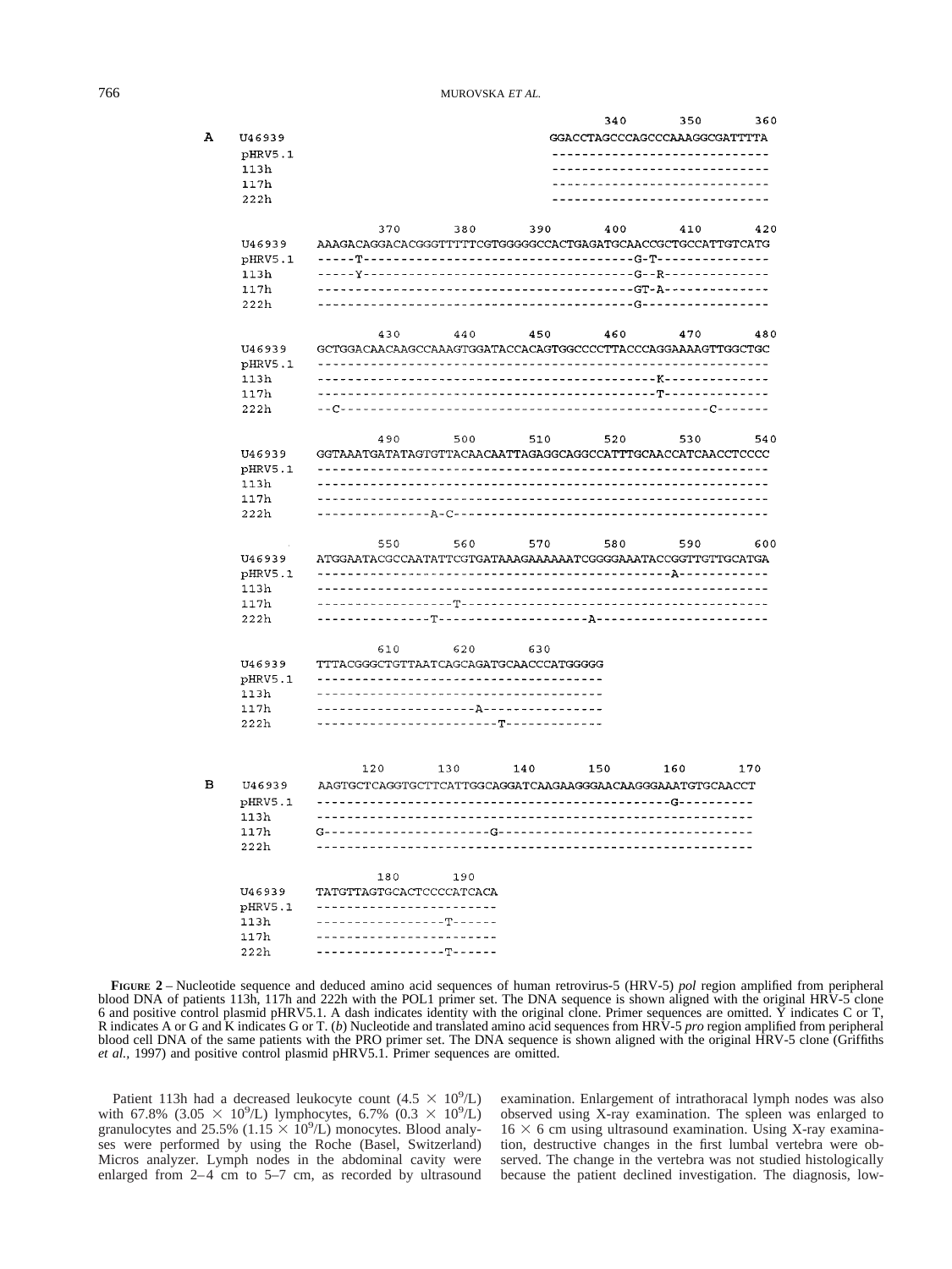A

```
                                                         340       350       360
U46939                                                  GGACCTAGCCCAGCCCAAAGGCGATTTTA
pRHV5.1                                                 -----------------------------
113h                                                    -----------------------------
117h                                                    -----------------------------
222h                                                    -----------------------------

                  370       380       390       400       410       420
U46939    AAAGACAGGACACGGGTTTTTCGTGGGGGCCACTGAGATGCAACCGCTGCCATTGTCATG
pHRV5.1   -----T-----------------------------------G-T---------------
113h      -----Y-----------------------------------G--R--------------
117h      -----------------------------------------GT-A--------------
222h      -----------------------------------------G-----------------

                  430       440       450       460       470       480
U46939    GCTGGACAACAAGCCAAAGTGGATACCACAGTGGCCCCTTACCCAGGAAAAGTTGGCTGC
pHRV5.1   ------------------------------------------------------------
113h      ---------------------------------------------K--------------
117h      ---------------------------------------------T--------------
222h      --C-----------------------------------------------C-------

                  490       500       510       520       530       540
U46939    GGTAAATGATATAGTGTTACAACAATTAGAGGCAGGCCATTTGCAACCATCAACCTCCCC
pHRV5.1   ------------------------------------------------------------
113h      ------------------------------------------------------------
117h      ------------------------------------------------------------
222h      ---------------A-C------------------------------------------

                  550       560       570       580       590       600
U46939    ATGGAATACGCCAATATTCGTGATAAAGAAAAAATCGGGGAAATACCGGTTGTTGCATGA
pHRV5.1   ----------------------------------------------A-------------
113h      ------------------------------------------------------------
117h      ------------------T-----------------------------------------
222h      ---------------T--------------------A-----------------------

                  610       620       630
U46939    TTTACGGGCTGTTAATCAGCAGATGCAACCCATGGGGG
pHRV5.1   --------------------------------------
113h      --------------------------------------
117h      ---------------------A----------------
222h      ------------------------T-------------
```

B

```
                120       130       140       150       160       170
U46939    AAGTGCTCAGGTGCTTCATTGGCAGGATCAAGAAGGGAACAAGGGAAATGTGCAACCT
pHRV5.1   --------------------------------------------------G----------
113h      -------------------------------------------------------------
117h      G----------------------G-------------------------------------
222h      -------------------------------------------------------------

                  180       190
U46939    TATGTTAGTGCACTCCCCATCACA
pHRV5.1   ------------------------
113h      -----------------T------
117h      ------------------------
222h      -----------------T------
```

**Figure 2** – Nucleotide sequence and deduced amino acid sequences of human retrovirus-5 (HRV-5) *pol* region amplified from peripheral blood DNA of patients 113h, 117h and 222h with the POL1 primer set. The DNA sequence is shown aligned with the original HRV-5 clone 6 and positive control plasmid pHRV5.1. A dash indicates identity with the original clone. Primer sequences are omitted. Y indicates C or T, R indicates A or G and K indicates G or T. (*b*) Nucleotide and translated amino acid sequences from HRV-5 *pro* region amplified from peripheral blood cell DNA of the same patients with the PRO primer set. The DNA sequence is shown aligned with the original HRV-5 clone (Griffiths *et al.*, 1997) and positive control plasmid pHRV5.1. Primer sequences are omitted.

Patient 113h had a decreased leukocyte count ($4.5 \times 10^9$/L) with 67.8% ($3.05 \times 10^9$/L) lymphocytes, 6.7% ($0.3 \times 10^9$/L) granulocytes and 25.5% ($1.15 \times 10^9$/L) monocytes. Blood analyses were performed by using the Roche (Basel, Switzerland) Micros analyzer. Lymph nodes in the abdominal cavity were enlarged from 2–4 cm to 5–7 cm, as recorded by ultrasound examination. Enlargement of intrathoracal lymph nodes was also observed using X-ray examination. The spleen was enlarged to $16 \times 6$ cm using ultrasound examination. Using X-ray examination, destructive changes in the first lumbal vertebra were observed. The change in the vertebra was not studied histologically because the patient declined investigation. The diagnosis, low-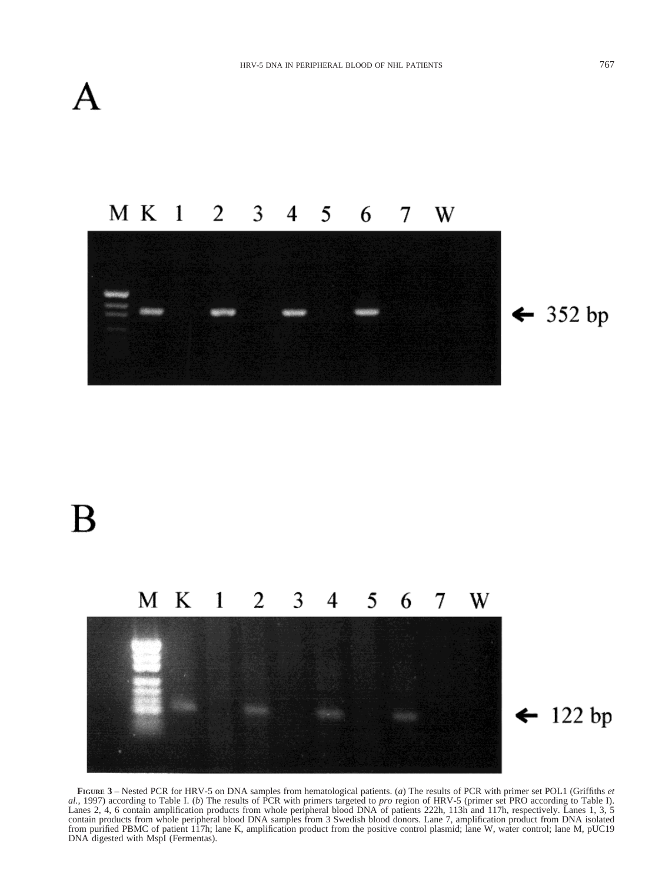**Figure 3** – Nested PCR for HRV-5 on DNA samples from hematological patients. (*a*) The results of PCR with primer set POL1 (Griffiths *et al.*, 1997) according to Table I. (*b*) The results of PCR with primers targeted to *pro* region of HRV-5 (primer set PRO according to Table I). Lanes 2, 4, 6 contain amplification products from whole peripheral blood DNA of patients 222h, 113h and 117h, respectively. Lanes 1, 3, 5 contain products from whole peripheral blood DNA samples from 3 Swedish blood donors. Lane 7, amplification product from DNA isolated from purified PBMC of patient 117h; lane K, amplification product from the positive control plasmid; lane W, water control; lane M, pUC19 DNA digested with MspI (Fermentas).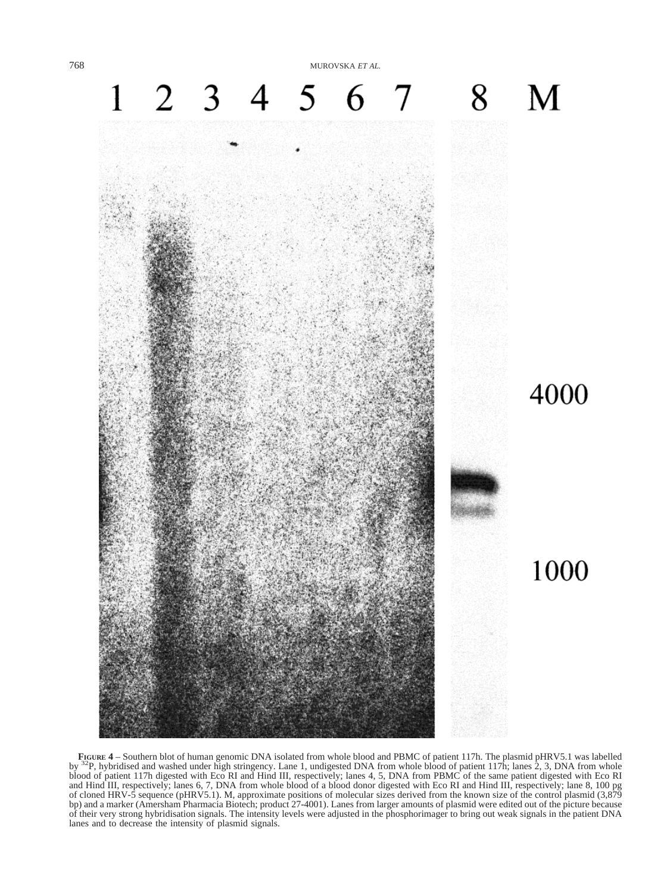**FIGURE 4** – Southern blot of human genomic DNA isolated from whole blood and PBMC of patient 117h. The plasmid pHRV5.1 was labelled by $^{32}$P, hybridised and washed under high stringency. Lane 1, undigested DNA from whole blood of patient 117h; lanes 2, 3, DNA from whole blood of patient 117h digested with Eco RI and Hind III, respectively; lanes 4, 5, DNA from PBMC of the same patient digested with Eco RI and Hind III, respectively; lanes 6, 7, DNA from whole blood of a blood donor digested with Eco RI and Hind III, respectively; lane 8, 100 pg of cloned HRV-5 sequence (pHRV5.1). M, approximate positions of molecular sizes derived from the known size of the control plasmid (3,879 bp) and a marker (Amersham Pharmacia Biotech; product 27-4001). Lanes from larger amounts of plasmid were edited out of the picture because of their very strong hybridisation signals. The intensity levels were adjusted in the phosphorimager to bring out weak signals in the patient DNA lanes and to decrease the intensity of plasmid signals.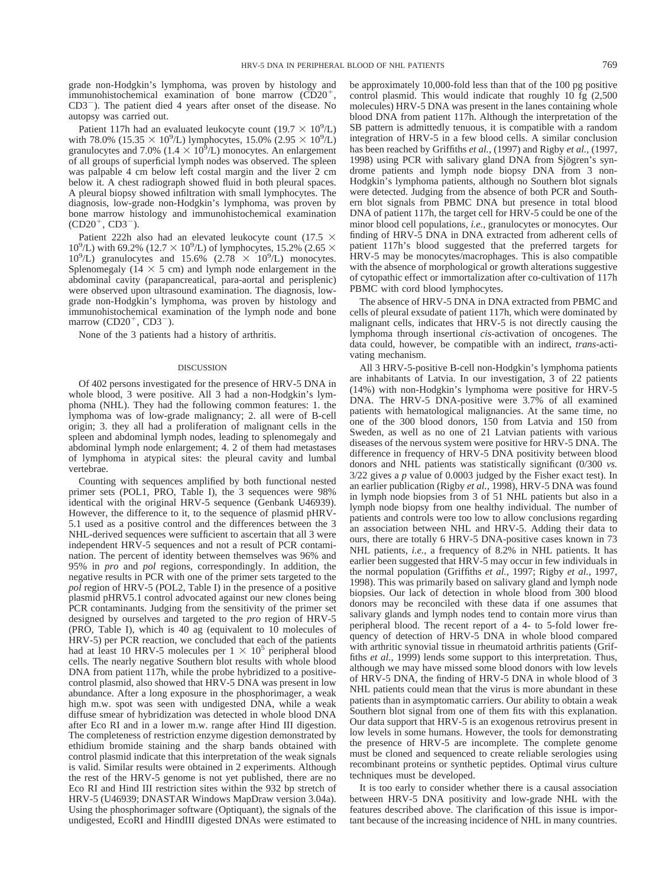grade non-Hodgkin's lymphoma, was proven by histology and immunohistochemical examination of bone marrow ($CD20^+$, $CD3^-$). The patient died 4 years after onset of the disease. No autopsy was carried out.

Patient 117h had an evaluated leukocyte count ($19.7 \times 10^9$/L) with 78.0% ($15.35 \times 10^9$/L) lymphocytes, 15.0% ($2.95 \times 10^9$/L) granulocytes and 7.0% ($1.4 \times 10^9$/L) monocytes. An enlargement of all groups of superficial lymph nodes was observed. The spleen was palpable 4 cm below left costal margin and the liver 2 cm below it. A chest radiograph showed fluid in both pleural spaces. A pleural biopsy showed infiltration with small lymphocytes. The diagnosis, low-grade non-Hodgkin's lymphoma, was proven by bone marrow histology and immunohistochemical examination ($CD20^+$, $CD3^-$).

Patient 222h also had an elevated leukocyte count ($17.5 \times 10^9$/L) with 69.2% ($12.7 \times 10^9$/L) of lymphocytes, 15.2% ($2.65 \times 10^9$/L) granulocytes and 15.6% ($2.78 \times 10^9$/L) monocytes. Splenomegaly ($14 \times 5$ cm) and lymph node enlargement in the abdominal cavity (parapancreatical, para-aortal and perisplenic) were observed upon ultrasound examination. The diagnosis, low-grade non-Hodgkin's lymphoma, was proven by histology and immunohistochemical examination of the lymph node and bone marrow ($CD20^+$, $CD3^-$).

None of the 3 patients had a history of arthritis.

## DISCUSSION

Of 402 persons investigated for the presence of HRV-5 DNA in whole blood, 3 were positive. All 3 had a non-Hodgkin's lymphoma (NHL). They had the following common features: 1. the lymphoma was of low-grade malignancy; 2. all were of B-cell origin; 3. they all had a proliferation of malignant cells in the spleen and abdominal lymph nodes, leading to splenomegaly and abdominal lymph node enlargement; 4. 2 of them had metastases of lymphoma in atypical sites: the pleural cavity and lumbal vertebrae.

Counting with sequences amplified by both functional nested primer sets (POL1, PRO, Table I), the 3 sequences were 98% identical with the original HRV-5 sequence (Genbank U46939). However, the difference to it, to the sequence of plasmid pHRV-5.1 used as a positive control and the differences between the 3 NHL-derived sequences were sufficient to ascertain that all 3 were independent HRV-5 sequences and not a result of PCR contamination. The percent of identity between themselves was 96% and 95% in *pro* and *pol* regions, correspondingly. In addition, the negative results in PCR with one of the primer sets targeted to the *pol* region of HRV-5 (POL2, Table I) in the presence of a positive plasmid pHRV5.1 control advocated against our new clones being PCR contaminants. Judging from the sensitivity of the primer set designed by ourselves and targeted to the *pro* region of HRV-5 (PRO, Table I), which is 40 ag (equivalent to 10 molecules of HRV-5) per PCR reaction, we concluded that each of the patients had at least 10 HRV-5 molecules per $1 \times 10^5$ peripheral blood cells. The nearly negative Southern blot results with whole blood DNA from patient 117h, while the probe hybridized to a positive-control plasmid, also showed that HRV-5 DNA was present in low abundance. After a long exposure in the phosphorimager, a weak high m.w. spot was seen with undigested DNA, while a weak diffuse smear of hybridization was detected in whole blood DNA after Eco RI and in a lower m.w. range after Hind III digestion. The completeness of restriction enzyme digestion demonstrated by ethidium bromide staining and the sharp bands obtained with control plasmid indicate that this interpretation of the weak signals is valid. Similar results were obtained in 2 experiments. Although the rest of the HRV-5 genome is not yet published, there are no Eco RI and Hind III restriction sites within the 932 bp stretch of HRV-5 (U46939; DNASTAR Windows MapDraw version 3.04a). Using the phosphorimager software (Optiquant), the signals of the undigested, EcoRI and HindIII digested DNAs were estimated to be approximately 10,000-fold less than that of the 100 pg positive control plasmid. This would indicate that roughly 10 fg (2,500 molecules) HRV-5 DNA was present in the lanes containing whole blood DNA from patient 117h. Although the interpretation of the SB pattern is admittedly tenuous, it is compatible with a random integration of HRV-5 in a few blood cells. A similar conclusion has been reached by Griffiths *et al.*, (1997) and Rigby *et al.*, (1997, 1998) using PCR with salivary gland DNA from Sjögren's syndrome patients and lymph node biopsy DNA from 3 non-Hodgkin's lymphoma patients, although no Southern blot signals were detected. Judging from the absence of both PCR and Southern blot signals from PBMC DNA but presence in total blood DNA of patient 117h, the target cell for HRV-5 could be one of the minor blood cell populations, *i.e.*, granulocytes or monocytes. Our finding of HRV-5 DNA in DNA extracted from adherent cells of patient 117h's blood suggested that the preferred targets for HRV-5 may be monocytes/macrophages. This is also compatible with the absence of morphological or growth alterations suggestive of cytopathic effect or immortalization after co-cultivation of 117h PBMC with cord blood lymphocytes.

The absence of HRV-5 DNA in DNA extracted from PBMC and cells of pleural exsudate of patient 117h, which were dominated by malignant cells, indicates that HRV-5 is not directly causing the lymphoma through insertional *cis*-activation of oncogenes. The data could, however, be compatible with an indirect, *trans*-activating mechanism.

All 3 HRV-5-positive B-cell non-Hodgkin's lymphoma patients are inhabitants of Latvia. In our investigation, 3 of 22 patients (14%) with non-Hodgkin's lymphoma were positive for HRV-5 DNA. The HRV-5 DNA-positive were 3.7% of all examined patients with hematological malignancies. At the same time, no one of the 300 blood donors, 150 from Latvia and 150 from Sweden, as well as no one of 21 Latvian patients with various diseases of the nervous system were positive for HRV-5 DNA. The difference in frequency of HRV-5 DNA positivity between blood donors and NHL patients was statistically significant (0/300 *vs.* 3/22 gives a $p$ value of 0.0003 judged by the Fisher exact test). In an earlier publication (Rigby *et al.*, 1998), HRV-5 DNA was found in lymph node biopsies from 3 of 51 NHL patients but also in a lymph node biopsy from one healthy individual. The number of patients and controls were too low to allow conclusions regarding an association between NHL and HRV-5. Adding their data to ours, there are totally 6 HRV-5 DNA-positive cases known in 73 NHL patients, *i.e.*, a frequency of 8.2% in NHL patients. It has earlier been suggested that HRV-5 may occur in few individuals in the normal population (Griffiths *et al.*, 1997; Rigby *et al.*, 1997, 1998). This was primarily based on salivary gland and lymph node biopsies. Our lack of detection in whole blood from 300 blood donors may be reconciled with these data if one assumes that salivary glands and lymph nodes tend to contain more virus than peripheral blood. The recent report of a 4- to 5-fold lower frequency of detection of HRV-5 DNA in whole blood compared with arthritic synovial tissue in rheumatoid arthritis patients (Griffiths *et al.*, 1999) lends some support to this interpretation. Thus, although we may have missed some blood donors with low levels of HRV-5 DNA, the finding of HRV-5 DNA in whole blood of 3 NHL patients could mean that the virus is more abundant in these patients than in asymptomatic carriers. Our ability to obtain a weak Southern blot signal from one of them fits with this explanation. Our data support that HRV-5 is an exogenous retrovirus present in low levels in some humans. However, the tools for demonstrating the presence of HRV-5 are incomplete. The complete genome must be cloned and sequenced to create reliable serologies using recombinant proteins or synthetic peptides. Optimal virus culture techniques must be developed.

It is too early to consider whether there is a causal association between HRV-5 DNA positivity and low-grade NHL with the features described above. The clarification of this issue is important because of the increasing incidence of NHL in many countries.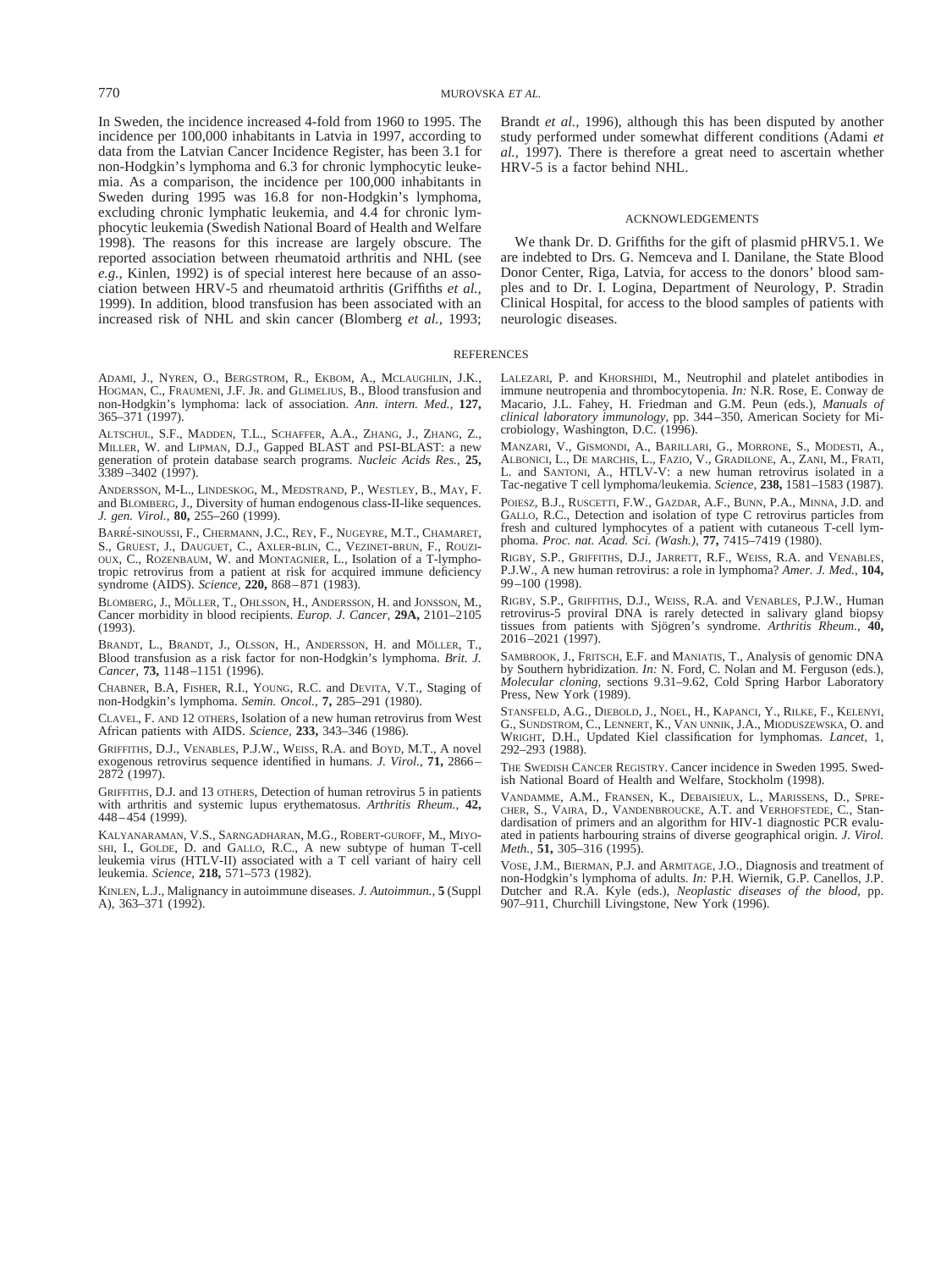In Sweden, the incidence increased 4-fold from 1960 to 1995. The incidence per 100,000 inhabitants in Latvia in 1997, according to data from the Latvian Cancer Incidence Register, has been 3.1 for non-Hodgkin's lymphoma and 6.3 for chronic lymphocytic leukemia. As a comparison, the incidence per 100,000 inhabitants in Sweden during 1995 was 16.8 for non-Hodgkin's lymphoma, excluding chronic lymphatic leukemia, and 4.4 for chronic lymphocytic leukemia (Swedish National Board of Health and Welfare 1998). The reasons for this increase are largely obscure. The reported association between rheumatoid arthritis and NHL (see *e.g.*, Kinlen, 1992) is of special interest here because of an association between HRV-5 and rheumatoid arthritis (Griffiths *et al.*, 1999). In addition, blood transfusion has been associated with an increased risk of NHL and skin cancer (Blomberg *et al.*, 1993; Brandt *et al.*, 1996), although this has been disputed by another study performed under somewhat different conditions (Adami *et al.*, 1997). There is therefore a great need to ascertain whether HRV-5 is a factor behind NHL.

## ACKNOWLEDGEMENTS

We thank Dr. D. Griffiths for the gift of plasmid pHRV5.1. We are indebted to Drs. G. Nemceva and I. Danilane, the State Blood Donor Center, Riga, Latvia, for access to the donors' blood samples and to Dr. I. Logina, Department of Neurology, P. Stradin Clinical Hospital, for access to the blood samples of patients with neurologic diseases.

## REFERENCES

Adami, J., Nyren, O., Bergstrom, R., Ekbom, A., Mclaughlin, J.K., Hogman, C., Fraumeni, J.F. Jr. and Glimelius, B., Blood transfusion and non-Hodgkin's lymphoma: lack of association. *Ann. intern. Med.*, **127,** 365–371 (1997).

Altschul, S.F., Madden, T.L., Schaffer, A.A., Zhang, J., Zhang, Z., Miller, W. and Lipman, D.J., Gapped BLAST and PSI-BLAST: a new generation of protein database search programs. *Nucleic Acids Res.*, **25,** 3389–3402 (1997).

Andersson, M-L., Lindeskog, M., Medstrand, P., Westley, B., May, F. and Blomberg, J., Diversity of human endogenous class-II-like sequences. *J. gen. Virol.*, **80,** 255–260 (1999).

Barré-sinoussi, F., Chermann, J.C., Rey, F., Nugeyre, M.T., Chamaret, S., Gruest, J., Dauguet, C., Axler-blin, C., Vezinet-brun, F., Rouzioux, C., Rozenbaum, W. and Montagnier, L., Isolation of a T-lymphotropic retrovirus from a patient at risk for acquired immune deficiency syndrome (AIDS). *Science*, **220,** 868–871 (1983).

Blomberg, J., Möller, T., Ohlsson, H., Andersson, H. and Jonsson, M., Cancer morbidity in blood recipients. *Europ. J. Cancer*, **29A,** 2101–2105 (1993).

Brandt, L., Brandt, J., Olsson, H., Andersson, H. and Möller, T., Blood transfusion as a risk factor for non-Hodgkin's lymphoma. *Brit. J. Cancer*, **73,** 1148–1151 (1996).

Chabner, B.A, Fisher, R.I., Young, R.C. and Devita, V.T., Staging of non-Hodgkin's lymphoma. *Semin. Oncol.*, **7,** 285–291 (1980).

Clavel, F. and 12 others, Isolation of a new human retrovirus from West African patients with AIDS. *Science*, **233,** 343–346 (1986).

Griffiths, D.J., Venables, P.J.W., Weiss, R.A. and Boyd, M.T., A novel exogenous retrovirus sequence identified in humans. *J. Virol.*, **71,** 2866–2872 (1997).

Griffiths, D.J. and 13 others, Detection of human retrovirus 5 in patients with arthritis and systemic lupus erythematosus. *Arthritis Rheum.*, **42,** 448–454 (1999).

Kalyanaraman, V.S., Sarngadharan, M.G., Robert-guroff, M., Miyoshi, I., Golde, D. and Gallo, R.C., A new subtype of human T-cell leukemia virus (HTLV-II) associated with a T cell variant of hairy cell leukemia. *Science*, **218,** 571–573 (1982).

Kinlen, L.J., Malignancy in autoimmune diseases. *J. Autoimmun.*, **5** (Suppl A), 363–371 (1992).

Lalezari, P. and Khorshidi, M., Neutrophil and platelet antibodies in immune neutropenia and thrombocytopenia. *In:* N.R. Rose, E. Conway de Macario, J.L. Fahey, H. Friedman and G.M. Peun (eds.), *Manuals of clinical laboratory immunology*, pp. 344–350, American Society for Microbiology, Washington, D.C. (1996).

Manzari, V., Gismondi, A., Barillari, G., Morrone, S., Modesti, A., Albonici, L., De marchis, L., Fazio, V., Gradilone, A., Zani, M., Frati, L. and Santoni, A., HTLV-V: a new human retrovirus isolated in a Tac-negative T cell lymphoma/leukemia. *Science*, **238,** 1581–1583 (1987).

Poiesz, B.J., Ruscetti, F.W., Gazdar, A.F., Bunn, P.A., Minna, J.D. and Gallo, R.C., Detection and isolation of type C retrovirus particles from fresh and cultured lymphocytes of a patient with cutaneous T-cell lymphoma. *Proc. nat. Acad. Sci. (Wash.)*, **77,** 7415–7419 (1980).

Rigby, S.P., Griffiths, D.J., Jarrett, R.F., Weiss, R.A. and Venables, P.J.W., A new human retrovirus: a role in lymphoma? *Amer. J. Med.*, **104,** 99–100 (1998).

Rigby, S.P., Griffiths, D.J., Weiss, R.A. and Venables, P.J.W., Human retrovirus-5 proviral DNA is rarely detected in salivary gland biopsy tissues from patients with Sjögren's syndrome. *Arthritis Rheum.*, **40,** 2016–2021 (1997).

Sambrook, J., Fritsch, E.F. and Maniatis, T., Analysis of genomic DNA by Southern hybridization. *In:* N. Ford, C. Nolan and M. Ferguson (eds.), *Molecular cloning*, sections 9.31–9.62, Cold Spring Harbor Laboratory Press, New York (1989).

Stansfeld, A.G., Diebold, J., Noel, H., Kapanci, Y., Rilke, F., Kelenyi, G., Sundstrom, C., Lennert, K., Van unnik, J.A., Mioduszewska, O. and Wright, D.H., Updated Kiel classification for lymphomas. *Lancet*, 1, 292–293 (1988).

The Swedish Cancer Registry. Cancer incidence in Sweden 1995. Swedish National Board of Health and Welfare, Stockholm (1998).

Vandamme, A.M., Fransen, K., Debaisieux, L., Marissens, D., Sprecher, S., Vaira, D., Vandenbroucke, A.T. and Verhofstede, C., Standardisation of primers and an algorithm for HIV-1 diagnostic PCR evaluated in patients harbouring strains of diverse geographical origin. *J. Virol. Meth.*, **51,** 305–316 (1995).

Vose, J.M., Bierman, P.J. and Armitage, J.O., Diagnosis and treatment of non-Hodgkin's lymphoma of adults. *In:* P.H. Wiernik, G.P. Canellos, J.P. Dutcher and R.A. Kyle (eds.), *Neoplastic diseases of the blood*, pp. 907–911, Churchill Livingstone, New York (1996).